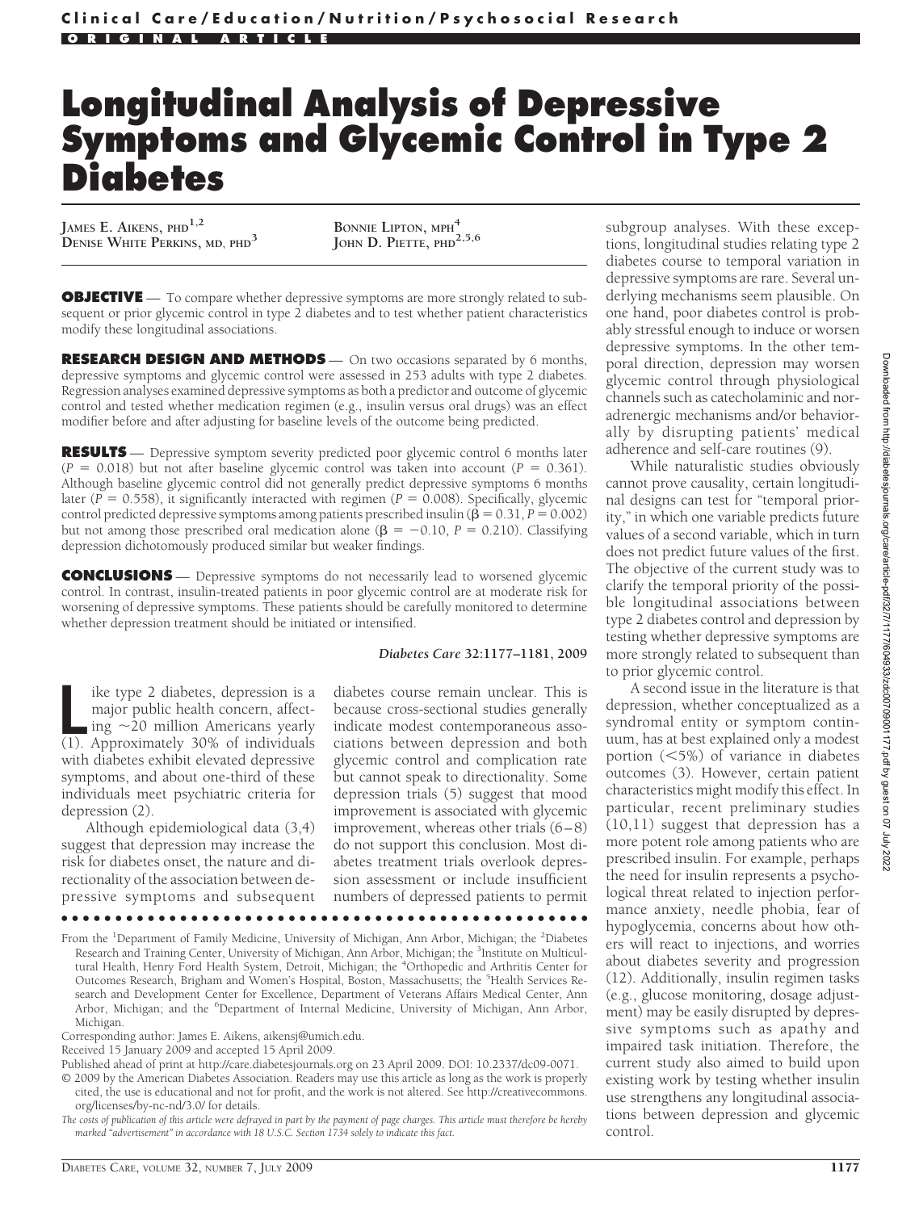# Longitudinal Analysis of Depressive Symptoms and Glycemic Control in Type 2 Diabetes

JAMES E. AIKENS, PHD[1,2]
DENISE WHITE PERKINS, MD, PHD[3]
BONNIE LIPTON, MPH[4]
JOHN D. PIETTE, PHD[2,5,6]

**OBJECTIVE** — To compare whether depressive symptoms are more strongly related to subsequent or prior glycemic control in type 2 diabetes and to test whether patient characteristics modify these longitudinal associations.

**RESEARCH DESIGN AND METHODS** — On two occasions separated by 6 months, depressive symptoms and glycemic control were assessed in 253 adults with type 2 diabetes. Regression analyses examined depressive symptoms as both a predictor and outcome of glycemic control and tested whether medication regimen (e.g., insulin versus oral drugs) was an effect modifier before and after adjusting for baseline levels of the outcome being predicted.

**RESULTS** — Depressive symptom severity predicted poor glycemic control 6 months later ($P = 0.018$) but not after baseline glycemic control was taken into account ($P = 0.361$). Although baseline glycemic control did not generally predict depressive symptoms 6 months later ($P = 0.558$), it significantly interacted with regimen ($P = 0.008$). Specifically, glycemic control predicted depressive symptoms among patients prescribed insulin ($\beta = 0.31$, $P = 0.002$) but not among those prescribed oral medication alone ($\beta = -0.10$, $P = 0.210$). Classifying depression dichotomously produced similar but weaker findings.

**CONCLUSIONS** — Depressive symptoms do not necessarily lead to worsened glycemic control. In contrast, insulin-treated patients in poor glycemic control are at moderate risk for worsening of depressive symptoms. These patients should be carefully monitored to determine whether depression treatment should be initiated or intensified.

*Diabetes Care* **32:1177–1181, 2009**

Like type 2 diabetes, depression is a major public health concern, affecting ~20 million Americans yearly (1). Approximately 30% of individuals with diabetes exhibit elevated depressive symptoms, and about one-third of these individuals meet psychiatric criteria for depression (2).

Although epidemiological data (3,4) suggest that depression may increase the risk for diabetes onset, the nature and directionality of the association between depressive symptoms and subsequent diabetes course remain unclear. This is because cross-sectional studies generally indicate modest contemporaneous associations between depression and both glycemic control and complication rate but cannot speak to directionality. Some depression trials (5) suggest that mood improvement is associated with glycemic improvement, whereas other trials (6–8) do not support this conclusion. Most diabetes treatment trials overlook depression assessment or include insufficient numbers of depressed patients to permit subgroup analyses. With these exceptions, longitudinal studies relating type 2 diabetes course to temporal variation in depressive symptoms are rare. Several underlying mechanisms seem plausible. On one hand, poor diabetes control is probably stressful enough to induce or worsen depressive symptoms. In the other temporal direction, depression may worsen glycemic control through physiological channels such as catecholaminic and noradrenergic mechanisms and/or behaviorally by disrupting patients' medical adherence and self-care routines (9).

While naturalistic studies obviously cannot prove causality, certain longitudinal designs can test for "temporal priority," in which one variable predicts future values of a second variable, which in turn does not predict future values of the first. The objective of the current study was to clarify the temporal priority of the possible longitudinal associations between type 2 diabetes control and depression by testing whether depressive symptoms are more strongly related to subsequent than to prior glycemic control.

A second issue in the literature is that depression, whether conceptualized as a syndromal entity or symptom continuum, has at best explained only a modest portion (<5%) of variance in diabetes outcomes (3). However, certain patient characteristics might modify this effect. In particular, recent preliminary studies (10,11) suggest that depression has a more potent role among patients who are prescribed insulin. For example, perhaps the need for insulin represents a psychological threat related to injection performance anxiety, needle phobia, fear of hypoglycemia, concerns about how others will react to injections, and worries about diabetes severity and progression (12). Additionally, insulin regimen tasks (e.g., glucose monitoring, dosage adjustment) may be easily disrupted by depressive symptoms such as apathy and impaired task initiation. Therefore, the current study also aimed to build upon existing work by testing whether insulin use strengthens any longitudinal associations between depression and glycemic control.

---

From the [1]Department of Family Medicine, University of Michigan, Ann Arbor, Michigan; the [2]Diabetes Research and Training Center, University of Michigan, Ann Arbor, Michigan; the [3]Institute on Multicultural Health, Henry Ford Health System, Detroit, Michigan; the [4]Orthopedic and Arthritis Center for Outcomes Research, Brigham and Women's Hospital, Boston, Massachusetts; the [5]Health Services Research and Development Center for Excellence, Department of Veterans Affairs Medical Center, Ann Arbor, Michigan; and the [6]Department of Internal Medicine, University of Michigan, Ann Arbor, Michigan.

Corresponding author: James E. Aikens, aikensj@umich.edu.

Received 15 January 2009 and accepted 15 April 2009.

Published ahead of print at http://care.diabetesjournals.org on 23 April 2009. DOI: 10.2337/dc09-0071.

© 2009 by the American Diabetes Association. Readers may use this article as long as the work is properly cited, the use is educational and not for profit, and the work is not altered. See http://creativecommons.org/licenses/by-nc-nd/3.0/ for details.

*The costs of publication of this article were defrayed in part by the payment of page charges. This article must therefore be hereby marked "advertisement" in accordance with 18 U.S.C. Section 1734 solely to indicate this fact.*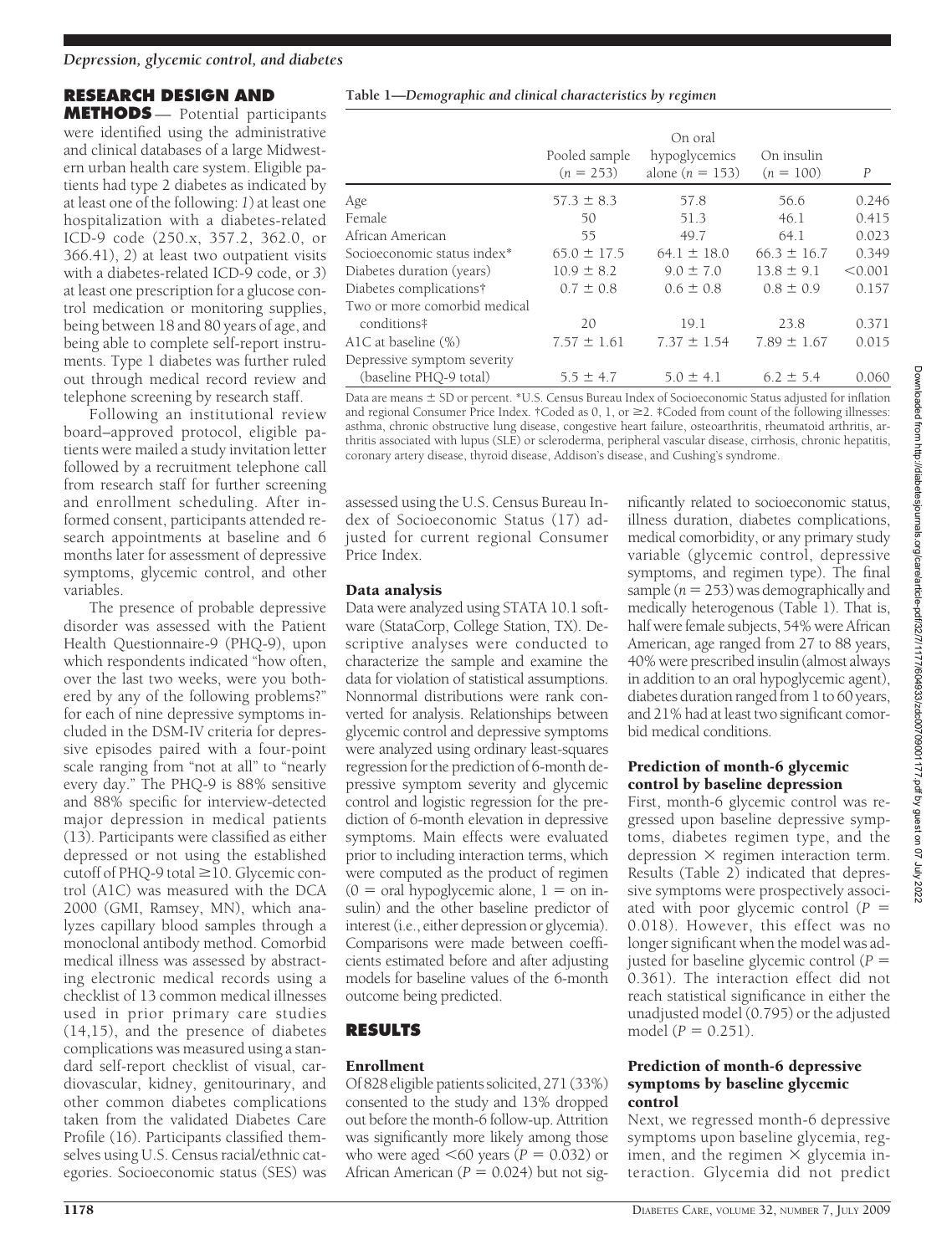## RESEARCH DESIGN AND METHODS

Potential participants were identified using the administrative and clinical databases of a large Midwestern urban health care system. Eligible patients had type 2 diabetes as indicated by at least one of the following: *1*) at least one hospitalization with a diabetes-related ICD-9 code (250.x, 357.2, 362.0, or 366.41), *2*) at least two outpatient visits with a diabetes-related ICD-9 code, or *3*) at least one prescription for a glucose control medication or monitoring supplies, being between 18 and 80 years of age, and being able to complete self-report instruments. Type 1 diabetes was further ruled out through medical record review and telephone screening by research staff.

Following an institutional review board–approved protocol, eligible patients were mailed a study invitation letter followed by a recruitment telephone call from research staff for further screening and enrollment scheduling. After informed consent, participants attended research appointments at baseline and 6 months later for assessment of depressive symptoms, glycemic control, and other variables.

The presence of probable depressive disorder was assessed with the Patient Health Questionnaire-9 (PHQ-9), upon which respondents indicated "how often, over the last two weeks, were you bothered by any of the following problems?" for each of nine depressive symptoms included in the DSM-IV criteria for depressive episodes paired with a four-point scale ranging from "not at all" to "nearly every day." The PHQ-9 is 88% sensitive and 88% specific for interview-detected major depression in medical patients (13). Participants were classified as either depressed or not using the established cutoff of PHQ-9 total ≥10. Glycemic control (A1C) was measured with the DCA 2000 (GMI, Ramsey, MN), which analyzes capillary blood samples through a monoclonal antibody method. Comorbid medical illness was assessed by abstracting electronic medical records using a checklist of 13 common medical illnesses used in prior primary care studies (14,15), and the presence of diabetes complications was measured using a standard self-report checklist of visual, cardiovascular, kidney, genitourinary, and other common diabetes complications taken from the validated Diabetes Care Profile (16). Participants classified themselves using U.S. Census racial/ethnic categories. Socioeconomic status (SES) was assessed using the U.S. Census Bureau Index of Socioeconomic Status (17) adjusted for current regional Consumer Price Index.

**Table 1—*Demographic and clinical characteristics by regimen***

| | Pooled sample ($n = 253$) | On oral hypoglycemics alone ($n = 153$) | On insulin ($n = 100$) | $P$ |
|---|---|---|---|---|
| Age | 57.3 ± 8.3 | 57.8 | 56.6 | 0.246 |
| Female | 50 | 51.3 | 46.1 | 0.415 |
| African American | 55 | 49.7 | 64.1 | 0.023 |
| Socioeconomic status index* | 65.0 ± 17.5 | 64.1 ± 18.0 | 66.3 ± 16.7 | 0.349 |
| Diabetes duration (years) | 10.9 ± 8.2 | 9.0 ± 7.0 | 13.8 ± 9.1 | <0.001 |
| Diabetes complications† | 0.7 ± 0.8 | 0.6 ± 0.8 | 0.8 ± 0.9 | 0.157 |
| Two or more comorbid medical conditions‡ | 20 | 19.1 | 23.8 | 0.371 |
| A1C at baseline (%) | 7.57 ± 1.61 | 7.37 ± 1.54 | 7.89 ± 1.67 | 0.015 |
| Depressive symptom severity (baseline PHQ-9 total) | 5.5 ± 4.7 | 5.0 ± 4.1 | 6.2 ± 5.4 | 0.060 |

Data are means ± SD or percent. *U.S. Census Bureau Index of Socioeconomic Status adjusted for inflation and regional Consumer Price Index. †Coded as 0, 1, or ≥2. ‡Coded from count of the following illnesses: asthma, chronic obstructive lung disease, congestive heart failure, osteoarthritis, rheumatoid arthritis, arthritis associated with lupus (SLE) or scleroderma, peripheral vascular disease, cirrhosis, chronic hepatitis, coronary artery disease, thyroid disease, Addison's disease, and Cushing's syndrome.

### Data analysis

Data were analyzed using STATA 10.1 software (StataCorp, College Station, TX). Descriptive analyses were conducted to characterize the sample and examine the data for violation of statistical assumptions. Nonnormal distributions were rank converted for analysis. Relationships between glycemic control and depressive symptoms were analyzed using ordinary least-squares regression for the prediction of 6-month depressive symptom severity and glycemic control and logistic regression for the prediction of 6-month elevation in depressive symptoms. Main effects were evaluated prior to including interaction terms, which were computed as the product of regimen (0 = oral hypoglycemic alone, 1 = on insulin) and the other baseline predictor of interest (i.e., either depression or glycemia). Comparisons were made between coefficients estimated before and after adjusting models for baseline values of the 6-month outcome being predicted.

## RESULTS

### Enrollment

Of 828 eligible patients solicited, 271 (33%) consented to the study and 13% dropped out before the month-6 follow-up. Attrition was significantly more likely among those who were aged <60 years ($P = 0.032$) or African American ($P = 0.024$) but not significantly related to socioeconomic status, illness duration, diabetes complications, medical comorbidity, or any primary study variable (glycemic control, depressive symptoms, and regimen type). The final sample ($n = 253$) was demographically and medically heterogenous (Table 1). That is, half were female subjects, 54% were African American, age ranged from 27 to 88 years, 40% were prescribed insulin (almost always in addition to an oral hypoglycemic agent), diabetes duration ranged from 1 to 60 years, and 21% had at least two significant comorbid medical conditions.

### Prediction of month-6 glycemic control by baseline depression

First, month-6 glycemic control was regressed upon baseline depressive symptoms, diabetes regimen type, and the depression × regimen interaction term. Results (Table 2) indicated that depressive symptoms were prospectively associated with poor glycemic control ($P = 0.018$). However, this effect was no longer significant when the model was adjusted for baseline glycemic control ($P = 0.361$). The interaction effect did not reach statistical significance in either the unadjusted model (0.795) or the adjusted model ($P = 0.251$).

### Prediction of month-6 depressive symptoms by baseline glycemic control

Next, we regressed month-6 depressive symptoms upon baseline glycemia, regimen, and the regimen × glycemia interaction. Glycemia did not predict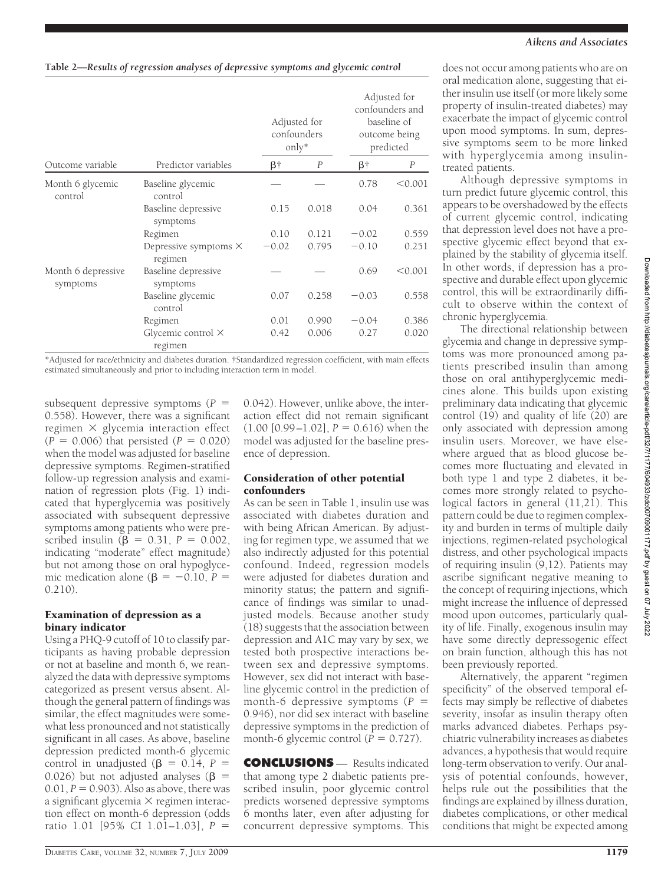**Table 2—Results of regression analyses of depressive symptoms and glycemic control**

| Outcome variable | Predictor variables | Adjusted for confounders only* | | Adjusted for confounders and baseline of outcome being predicted | |
|---|---|---|---|---|---|
| | | β† | *P* | β† | *P* |
| Month 6 glycemic control | Baseline glycemic control | — | — | 0.78 | <0.001 |
| | Baseline depressive symptoms | 0.15 | 0.018 | 0.04 | 0.361 |
| | Regimen | 0.10 | 0.121 | −0.02 | 0.559 |
| | Depressive symptoms × regimen | −0.02 | 0.795 | −0.10 | 0.251 |
| Month 6 depressive symptoms | Baseline depressive symptoms | — | — | 0.69 | <0.001 |
| | Baseline glycemic control | 0.07 | 0.258 | −0.03 | 0.558 |
| | Regimen | 0.01 | 0.990 | −0.04 | 0.386 |
| | Glycemic control × regimen | 0.42 | 0.006 | 0.27 | 0.020 |

*Adjusted for race/ethnicity and diabetes duration. †Standardized regression coefficient, with main effects estimated simultaneously and prior to including interaction term in model.

subsequent depressive symptoms ($P$ = 0.558). However, there was a significant regimen × glycemia interaction effect ($P$ = 0.006) that persisted ($P$ = 0.020) when the model was adjusted for baseline depressive symptoms. Regimen-stratified follow-up regression analysis and examination of regression plots (Fig. 1) indicated that hyperglycemia was positively associated with subsequent depressive symptoms among patients who were prescribed insulin ($\beta$ = 0.31, $P$ = 0.002, indicating "moderate" effect magnitude) but not among those on oral hypoglycemic medication alone ($\beta$ = −0.10, $P$ = 0.210).

### Examination of depression as a binary indicator

Using a PHQ-9 cutoff of 10 to classify participants as having probable depression or not at baseline and month 6, we reanalyzed the data with depressive symptoms categorized as present versus absent. Although the general pattern of findings was similar, the effect magnitudes were somewhat less pronounced and not statistically significant in all cases. As above, baseline depression predicted month-6 glycemic control in unadjusted ($\beta$ = 0.14, $P$ = 0.026) but not adjusted analyses ($\beta$ = 0.01, $P$ = 0.903). Also as above, there was a significant glycemia × regimen interaction effect on month-6 depression (odds ratio 1.01 [95% CI 1.01–1.03], $P$ = 0.042). However, unlike above, the interaction effect did not remain significant (1.00 [0.99–1.02], $P$ = 0.616) when the model was adjusted for the baseline presence of depression.

### Consideration of other potential confounders

As can be seen in Table 1, insulin use was associated with diabetes duration and with being African American. By adjusting for regimen type, we assumed that we also indirectly adjusted for this potential confound. Indeed, regression models were adjusted for diabetes duration and minority status; the pattern and significance of findings was similar to unadjusted models. Because another study (18) suggests that the association between depression and A1C may vary by sex, we tested both prospective interactions between sex and depressive symptoms. However, sex did not interact with baseline glycemic control in the prediction of month-6 depressive symptoms ($P$ = 0.946), nor did sex interact with baseline depressive symptoms in the prediction of month-6 glycemic control ($P$ = 0.727).

## CONCLUSIONS

Results indicated that among type 2 diabetic patients prescribed insulin, poor glycemic control predicts worsened depressive symptoms 6 months later, even after adjusting for concurrent depressive symptoms. This does not occur among patients who are on oral medication alone, suggesting that either insulin use itself (or more likely some property of insulin-treated diabetes) may exacerbate the impact of glycemic control upon mood symptoms. In sum, depressive symptoms seem to be more linked with hyperglycemia among insulin-treated patients.

Although depressive symptoms in turn predict future glycemic control, this appears to be overshadowed by the effects of current glycemic control, indicating that depression level does not have a prospective glycemic effect beyond that explained by the stability of glycemia itself. In other words, if depression has a prospective and durable effect upon glycemic control, this will be extraordinarily difficult to observe within the context of chronic hyperglycemia.

The directional relationship between glycemia and change in depressive symptoms was more pronounced among patients prescribed insulin than among those on oral antihyperglycemic medicines alone. This builds upon existing preliminary data indicating that glycemic control (19) and quality of life (20) are only associated with depression among insulin users. Moreover, we have elsewhere argued that as blood glucose becomes more fluctuating and elevated in both type 1 and type 2 diabetes, it becomes more strongly related to psychological factors in general (11,21). This pattern could be due to regimen complexity and burden in terms of multiple daily injections, regimen-related psychological distress, and other psychological impacts of requiring insulin (9,12). Patients may ascribe significant negative meaning to the concept of requiring injections, which might increase the influence of depressed mood upon outcomes, particularly quality of life. Finally, exogenous insulin may have some directly depressogenic effect on brain function, although this has not been previously reported.

Alternatively, the apparent "regimen specificity" of the observed temporal effects may simply be reflective of diabetes severity, insofar as insulin therapy often marks advanced diabetes. Perhaps psychiatric vulnerability increases as diabetes advances, a hypothesis that would require long-term observation to verify. Our analysis of potential confounds, however, helps rule out the possibilities that the findings are explained by illness duration, diabetes complications, or other medical conditions that might be expected among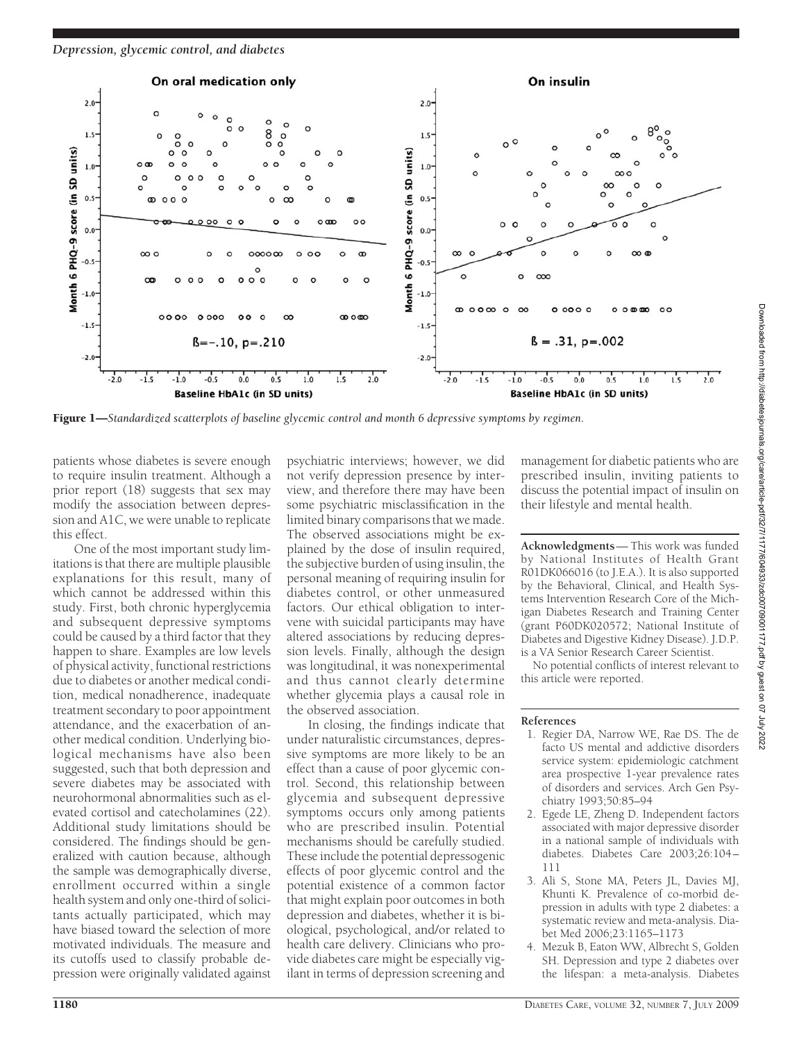Figure 1—*Standardized scatterplots of baseline glycemic control and month 6 depressive symptoms by regimen.*

patients whose diabetes is severe enough to require insulin treatment. Although a prior report (18) suggests that sex may modify the association between depression and A1C, we were unable to replicate this effect.

One of the most important study limitations is that there are multiple plausible explanations for this result, many of which cannot be addressed within this study. First, both chronic hyperglycemia and subsequent depressive symptoms could be caused by a third factor that they happen to share. Examples are low levels of physical activity, functional restrictions due to diabetes or another medical condition, medical nonadherence, inadequate treatment secondary to poor appointment attendance, and the exacerbation of another medical condition. Underlying biological mechanisms have also been suggested, such that both depression and severe diabetes may be associated with neurohormonal abnormalities such as elevated cortisol and catecholamines (22). Additional study limitations should be considered. The findings should be generalized with caution because, although the sample was demographically diverse, enrollment occurred within a single health system and only one-third of solicitants actually participated, which may have biased toward the selection of more motivated individuals. The measure and its cutoffs used to classify probable depression were originally validated against psychiatric interviews; however, we did not verify depression presence by interview, and therefore there may have been some psychiatric misclassification in the limited binary comparisons that we made. The observed associations might be explained by the dose of insulin required, the subjective burden of using insulin, the personal meaning of requiring insulin for diabetes control, or other unmeasured factors. Our ethical obligation to intervene with suicidal participants may have altered associations by reducing depression levels. Finally, although the design was longitudinal, it was nonexperimental and thus cannot clearly determine whether glycemia plays a causal role in the observed association.

In closing, the findings indicate that under naturalistic circumstances, depressive symptoms are more likely to be an effect than a cause of poor glycemic control. Second, this relationship between glycemia and subsequent depressive symptoms occurs only among patients who are prescribed insulin. Potential mechanisms should be carefully studied. These include the potential depressogenic effects of poor glycemic control and the potential existence of a common factor that might explain poor outcomes in both depression and diabetes, whether it is biological, psychological, and/or related to health care delivery. Clinicians who provide diabetes care might be especially vigilant in terms of depression screening and management for diabetic patients who are prescribed insulin, inviting patients to discuss the potential impact of insulin on their lifestyle and mental health.

**Acknowledgments**— This work was funded by National Institutes of Health Grant R01DK066016 (to J.E.A.). It is also supported by the Behavioral, Clinical, and Health Systems Intervention Research Core of the Michigan Diabetes Research and Training Center (grant P60DK020572; National Institute of Diabetes and Digestive Kidney Disease). J.D.P. is a VA Senior Research Career Scientist.

No potential conflicts of interest relevant to this article were reported.

## References

1. Regier DA, Narrow WE, Rae DS. The de facto US mental and addictive disorders service system: epidemiologic catchment area prospective 1-year prevalence rates of disorders and services. Arch Gen Psychiatry 1993;50:85–94
2. Egede LE, Zheng D. Independent factors associated with major depressive disorder in a national sample of individuals with diabetes. Diabetes Care 2003;26:104–111
3. Ali S, Stone MA, Peters JL, Davies MJ, Khunti K. Prevalence of co-morbid depression in adults with type 2 diabetes: a systematic review and meta-analysis. Diabet Med 2006;23:1165–1173
4. Mezuk B, Eaton WW, Albrecht S, Golden SH. Depression and type 2 diabetes over the lifespan: a meta-analysis. Diabetes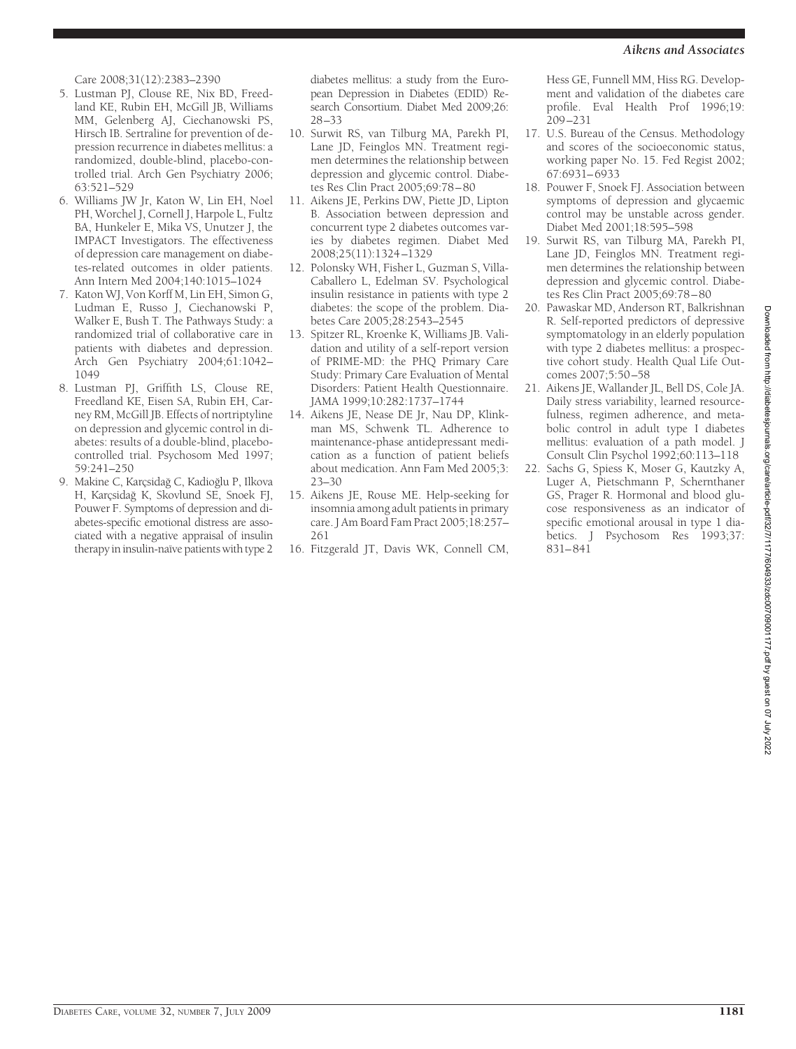Care 2008;31(12):2383–2390

5. Lustman PJ, Clouse RE, Nix BD, Freedland KE, Rubin EH, McGill JB, Williams MM, Gelenberg AJ, Ciechanowski PS, Hirsch IB. Sertraline for prevention of depression recurrence in diabetes mellitus: a randomized, double-blind, placebo-controlled trial. Arch Gen Psychiatry 2006; 63:521–529
6. Williams JW Jr, Katon W, Lin EH, Noel PH, Worchel J, Cornell J, Harpole L, Fultz BA, Hunkeler E, Mika VS, Unutzer J, the IMPACT Investigators. The effectiveness of depression care management on diabetes-related outcomes in older patients. Ann Intern Med 2004;140:1015–1024
7. Katon WJ, Von Korff M, Lin EH, Simon G, Ludman E, Russo J, Ciechanowski P, Walker E, Bush T. The Pathways Study: a randomized trial of collaborative care in patients with diabetes and depression. Arch Gen Psychiatry 2004;61:1042–1049
8. Lustman PJ, Griffith LS, Clouse RE, Freedland KE, Eisen SA, Rubin EH, Carney RM, McGill JB. Effects of nortriptyline on depression and glycemic control in diabetes: results of a double-blind, placebo-controlled trial. Psychosom Med 1997; 59:241–250
9. Makine C, Karçsidağ C, Kadioğlu P, Ilkova H, Karçsidağ K, Skovlund SE, Snoek FJ, Pouwer F. Symptoms of depression and diabetes-specific emotional distress are associated with a negative appraisal of insulin therapy in insulin-naïve patients with type 2 diabetes mellitus: a study from the European Depression in Diabetes (EDID) Research Consortium. Diabet Med 2009;26: 28–33
10. Surwit RS, van Tilburg MA, Parekh PI, Lane JD, Feinglos MN. Treatment regimen determines the relationship between depression and glycemic control. Diabetes Res Clin Pract 2005;69:78–80
11. Aikens JE, Perkins DW, Piette JD, Lipton B. Association between depression and concurrent type 2 diabetes outcomes varies by diabetes regimen. Diabet Med 2008;25(11):1324–1329
12. Polonsky WH, Fisher L, Guzman S, Villa-Caballero L, Edelman SV. Psychological insulin resistance in patients with type 2 diabetes: the scope of the problem. Diabetes Care 2005;28:2543–2545
13. Spitzer RL, Kroenke K, Williams JB. Validation and utility of a self-report version of PRIME-MD: the PHQ Primary Care Study: Primary Care Evaluation of Mental Disorders: Patient Health Questionnaire. JAMA 1999;10:282:1737–1744
14. Aikens JE, Nease DE Jr, Nau DP, Klinkman MS, Schwenk TL. Adherence to maintenance-phase antidepressant medication as a function of patient beliefs about medication. Ann Fam Med 2005;3: 23–30
15. Aikens JE, Rouse ME. Help-seeking for insomnia among adult patients in primary care. J Am Board Fam Pract 2005;18:257–261
16. Fitzgerald JT, Davis WK, Connell CM, Hess GE, Funnell MM, Hiss RG. Development and validation of the diabetes care profile. Eval Health Prof 1996;19: 209–231
17. U.S. Bureau of the Census. Methodology and scores of the socioeconomic status, working paper No. 15. Fed Regist 2002; 67:6931–6933
18. Pouwer F, Snoek FJ. Association between symptoms of depression and glycaemic control may be unstable across gender. Diabet Med 2001;18:595–598
19. Surwit RS, van Tilburg MA, Parekh PI, Lane JD, Feinglos MN. Treatment regimen determines the relationship between depression and glycemic control. Diabetes Res Clin Pract 2005;69:78–80
20. Pawaskar MD, Anderson RT, Balkrishnan R. Self-reported predictors of depressive symptomatology in an elderly population with type 2 diabetes mellitus: a prospective cohort study. Health Qual Life Outcomes 2007;5:50–58
21. Aikens JE, Wallander JL, Bell DS, Cole JA. Daily stress variability, learned resourcefulness, regimen adherence, and metabolic control in adult type I diabetes mellitus: evaluation of a path model. J Consult Clin Psychol 1992;60:113–118
22. Sachs G, Spiess K, Moser G, Kautzky A, Luger A, Pietschmann P, Schernthaner GS, Prager R. Hormonal and blood glucose responsiveness as an indicator of specific emotional arousal in type 1 diabetics. J Psychosom Res 1993;37: 831–841